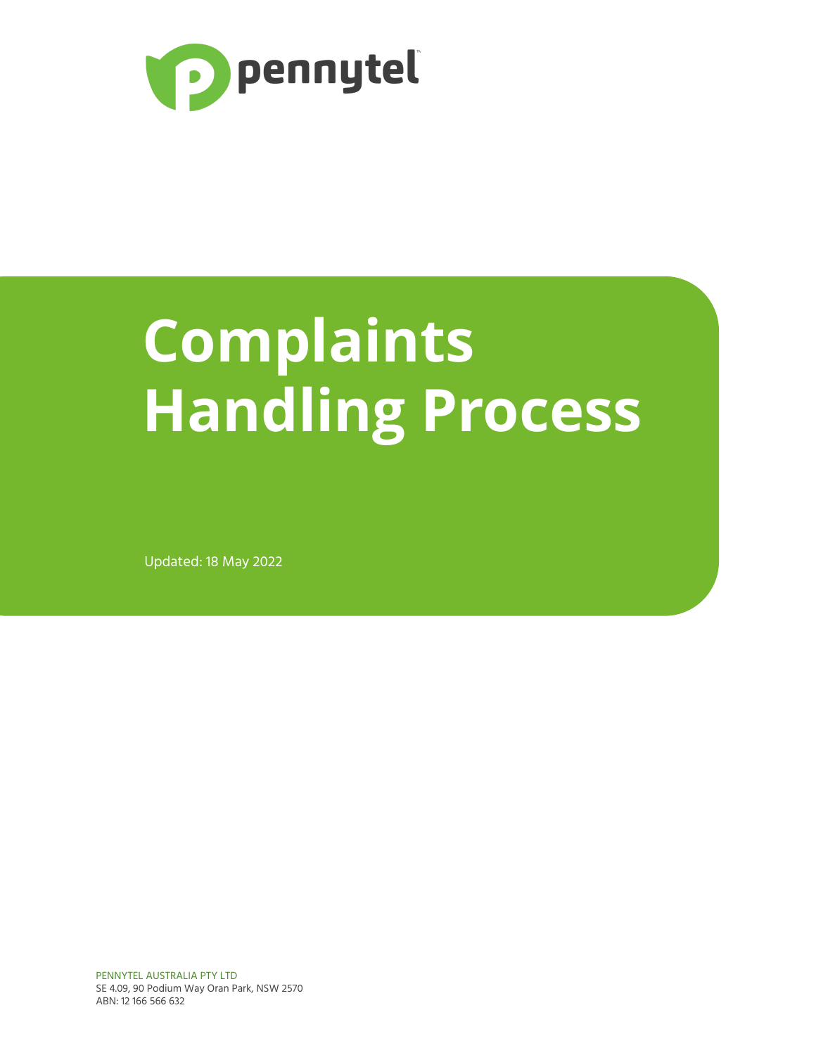pennytel

# Complaints Handling Process

Updated: 18 May 2022

PENNYTEL AUSTRALIA PTY LTD
SE 4.09, 90 Podium Way Oran Park, NSW 2570
ABN: 12 166 566 632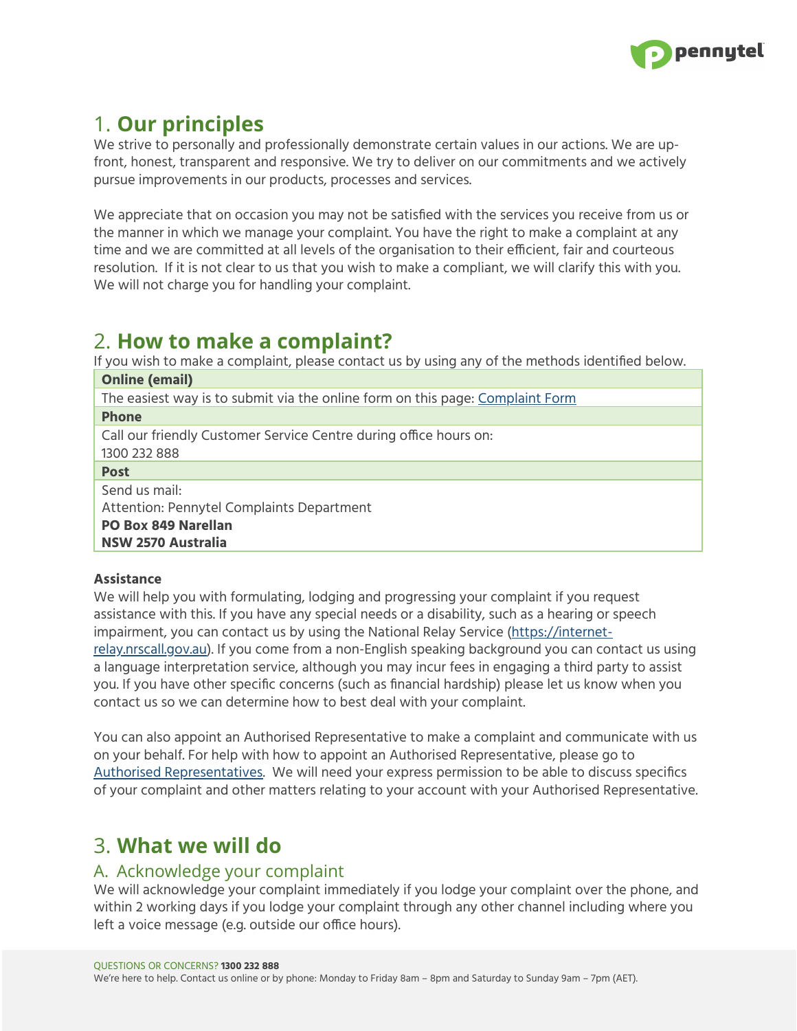## 1. **Our principles**

We strive to personally and professionally demonstrate certain values in our actions. We are up-front, honest, transparent and responsive. We try to deliver on our commitments and we actively pursue improvements in our products, processes and services.

We appreciate that on occasion you may not be satisfied with the services you receive from us or the manner in which we manage your complaint. You have the right to make a complaint at any time and we are committed at all levels of the organisation to their efficient, fair and courteous resolution. If it is not clear to us that you wish to make a compliant, we will clarify this with you. We will not charge you for handling your complaint.

## 2. **How to make a complaint?**

If you wish to make a complaint, please contact us by using any of the methods identified below.

| **Online (email)** |
|---|
| The easiest way is to submit via the online form on this page: Complaint Form |
| **Phone** |
| Call our friendly Customer Service Centre during office hours on:<br>1300 232 888 |
| **Post** |
| Send us mail:<br>Attention: Pennytel Complaints Department<br>**PO Box 849 Narellan**<br>**NSW 2570 Australia** |

**Assistance**

We will help you with formulating, lodging and progressing your complaint if you request assistance with this. If you have any special needs or a disability, such as a hearing or speech impairment, you can contact us by using the National Relay Service (https://internet-relay.nrscall.gov.au). If you come from a non-English speaking background you can contact us using a language interpretation service, although you may incur fees in engaging a third party to assist you. If you have other specific concerns (such as financial hardship) please let us know when you contact us so we can determine how to best deal with your complaint.

You can also appoint an Authorised Representative to make a complaint and communicate with us on your behalf. For help with how to appoint an Authorised Representative, please go to Authorised Representatives. We will need your express permission to be able to discuss specifics of your complaint and other matters relating to your account with your Authorised Representative.

## 3. **What we will do**

### A. Acknowledge your complaint

We will acknowledge your complaint immediately if you lodge your complaint over the phone, and within 2 working days if you lodge your complaint through any other channel including where you left a voice message (e.g. outside our office hours).

QUESTIONS OR CONCERNS? **1300 232 888**
We're here to help. Contact us online or by phone: Monday to Friday 8am – 8pm and Saturday to Sunday 9am – 7pm (AET).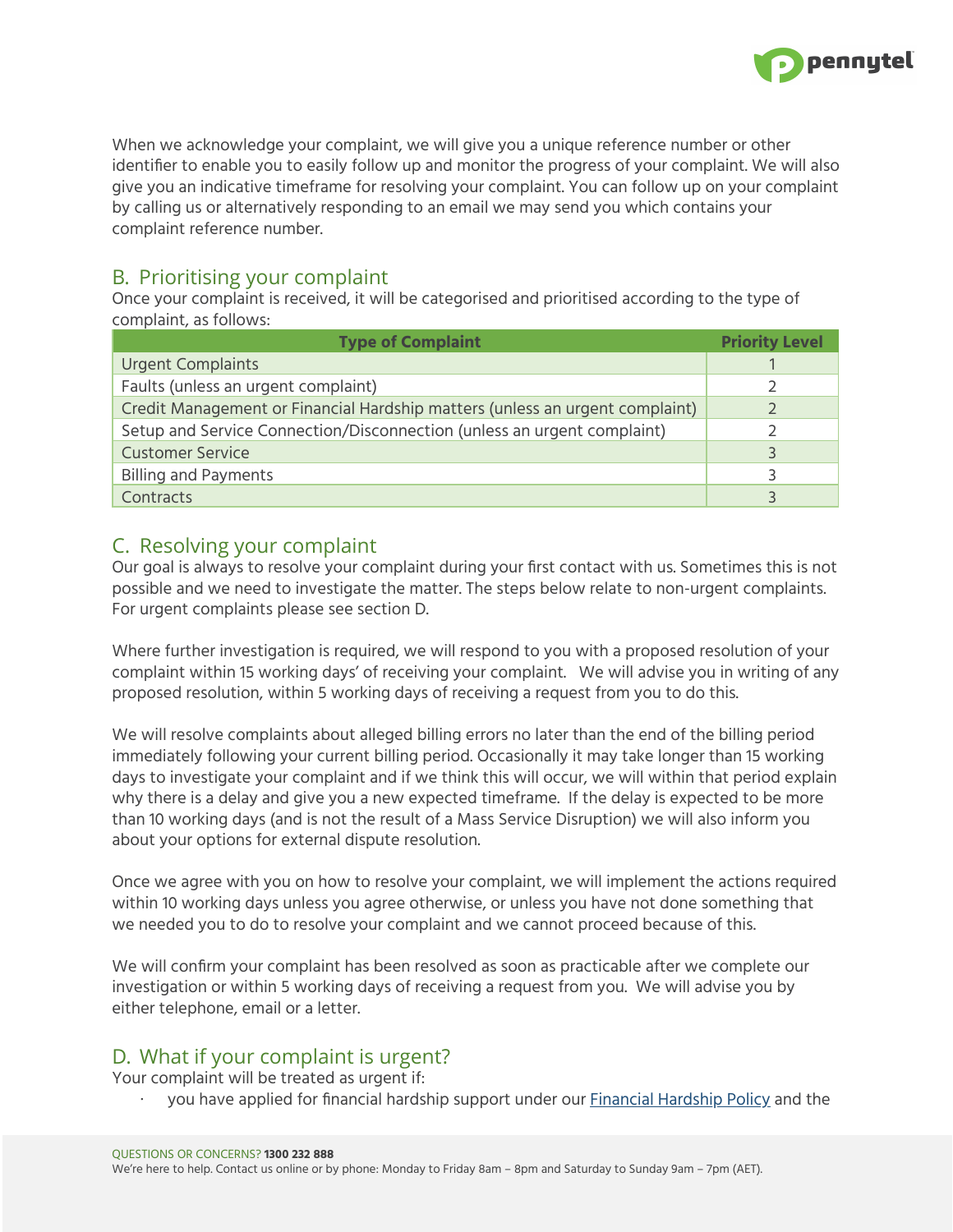When we acknowledge your complaint, we will give you a unique reference number or other identifier to enable you to easily follow up and monitor the progress of your complaint. We will also give you an indicative timeframe for resolving your complaint. You can follow up on your complaint by calling us or alternatively responding to an email we may send you which contains your complaint reference number.

## B. Prioritising your complaint

Once your complaint is received, it will be categorised and prioritised according to the type of complaint, as follows:

| Type of Complaint | Priority Level |
|---|---|
| Urgent Complaints | 1 |
| Faults (unless an urgent complaint) | 2 |
| Credit Management or Financial Hardship matters (unless an urgent complaint) | 2 |
| Setup and Service Connection/Disconnection (unless an urgent complaint) | 2 |
| Customer Service | 3 |
| Billing and Payments | 3 |
| Contracts | 3 |

## C. Resolving your complaint

Our goal is always to resolve your complaint during your first contact with us. Sometimes this is not possible and we need to investigate the matter. The steps below relate to non-urgent complaints. For urgent complaints please see section D.

Where further investigation is required, we will respond to you with a proposed resolution of your complaint within 15 working days' of receiving your complaint. We will advise you in writing of any proposed resolution, within 5 working days of receiving a request from you to do this.

We will resolve complaints about alleged billing errors no later than the end of the billing period immediately following your current billing period. Occasionally it may take longer than 15 working days to investigate your complaint and if we think this will occur, we will within that period explain why there is a delay and give you a new expected timeframe. If the delay is expected to be more than 10 working days (and is not the result of a Mass Service Disruption) we will also inform you about your options for external dispute resolution.

Once we agree with you on how to resolve your complaint, we will implement the actions required within 10 working days unless you agree otherwise, or unless you have not done something that we needed you to do to resolve your complaint and we cannot proceed because of this.

We will confirm your complaint has been resolved as soon as practicable after we complete our investigation or within 5 working days of receiving a request from you. We will advise you by either telephone, email or a letter.

## D. What if your complaint is urgent?

Your complaint will be treated as urgent if:

- you have applied for financial hardship support under our Financial Hardship Policy and the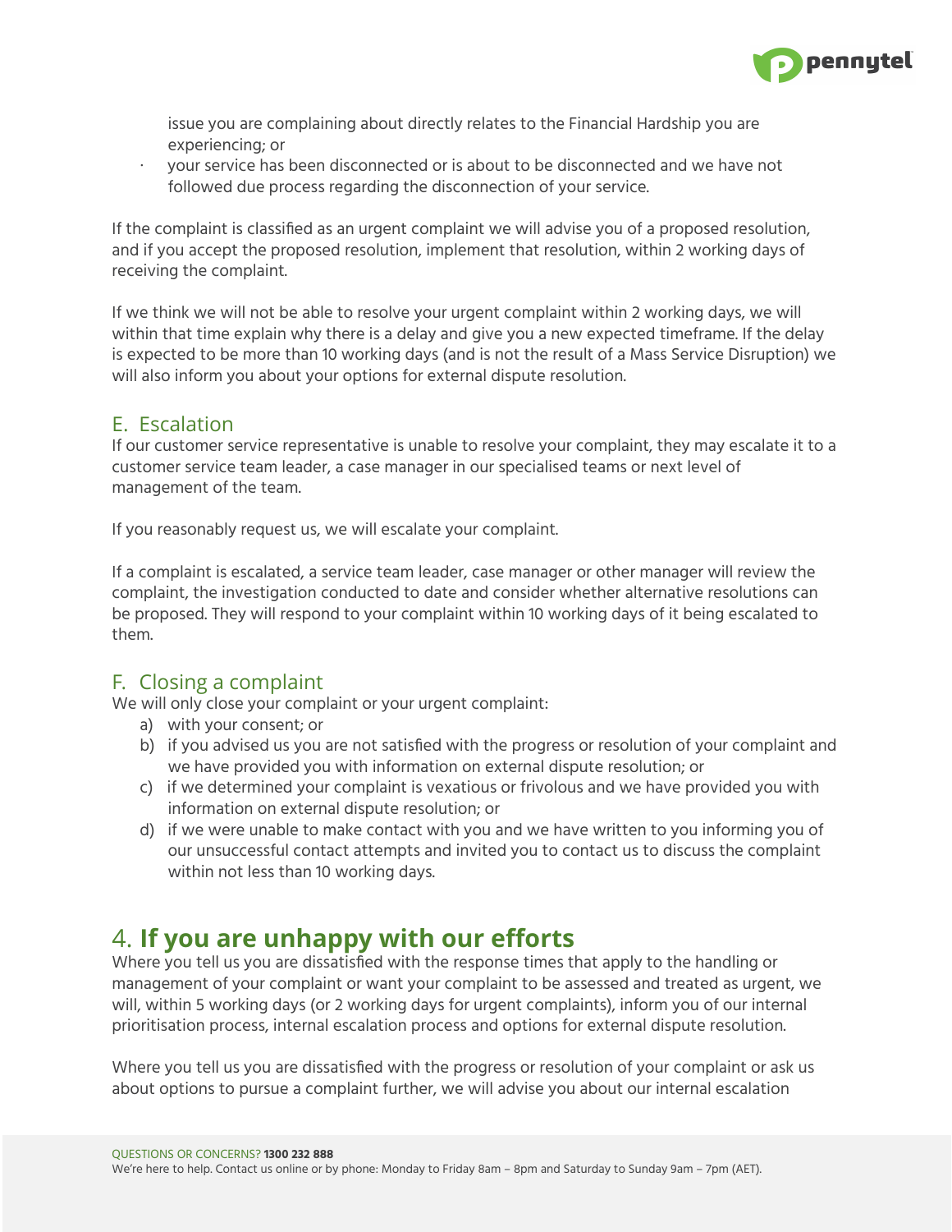issue you are complaining about directly relates to the Financial Hardship you are experiencing; or

- your service has been disconnected or is about to be disconnected and we have not followed due process regarding the disconnection of your service.

If the complaint is classified as an urgent complaint we will advise you of a proposed resolution, and if you accept the proposed resolution, implement that resolution, within 2 working days of receiving the complaint.

If we think we will not be able to resolve your urgent complaint within 2 working days, we will within that time explain why there is a delay and give you a new expected timeframe. If the delay is expected to be more than 10 working days (and is not the result of a Mass Service Disruption) we will also inform you about your options for external dispute resolution.

### E. Escalation

If our customer service representative is unable to resolve your complaint, they may escalate it to a customer service team leader, a case manager in our specialised teams or next level of management of the team.

If you reasonably request us, we will escalate your complaint.

If a complaint is escalated, a service team leader, case manager or other manager will review the complaint, the investigation conducted to date and consider whether alternative resolutions can be proposed. They will respond to your complaint within 10 working days of it being escalated to them.

### F. Closing a complaint

We will only close your complaint or your urgent complaint:

a) with your consent; or
b) if you advised us you are not satisfied with the progress or resolution of your complaint and we have provided you with information on external dispute resolution; or
c) if we determined your complaint is vexatious or frivolous and we have provided you with information on external dispute resolution; or
d) if we were unable to make contact with you and we have written to you informing you of our unsuccessful contact attempts and invited you to contact us to discuss the complaint within not less than 10 working days.

## 4. **If you are unhappy with our efforts**

Where you tell us you are dissatisfied with the response times that apply to the handling or management of your complaint or want your complaint to be assessed and treated as urgent, we will, within 5 working days (or 2 working days for urgent complaints), inform you of our internal prioritisation process, internal escalation process and options for external dispute resolution.

Where you tell us you are dissatisfied with the progress or resolution of your complaint or ask us about options to pursue a complaint further, we will advise you about our internal escalation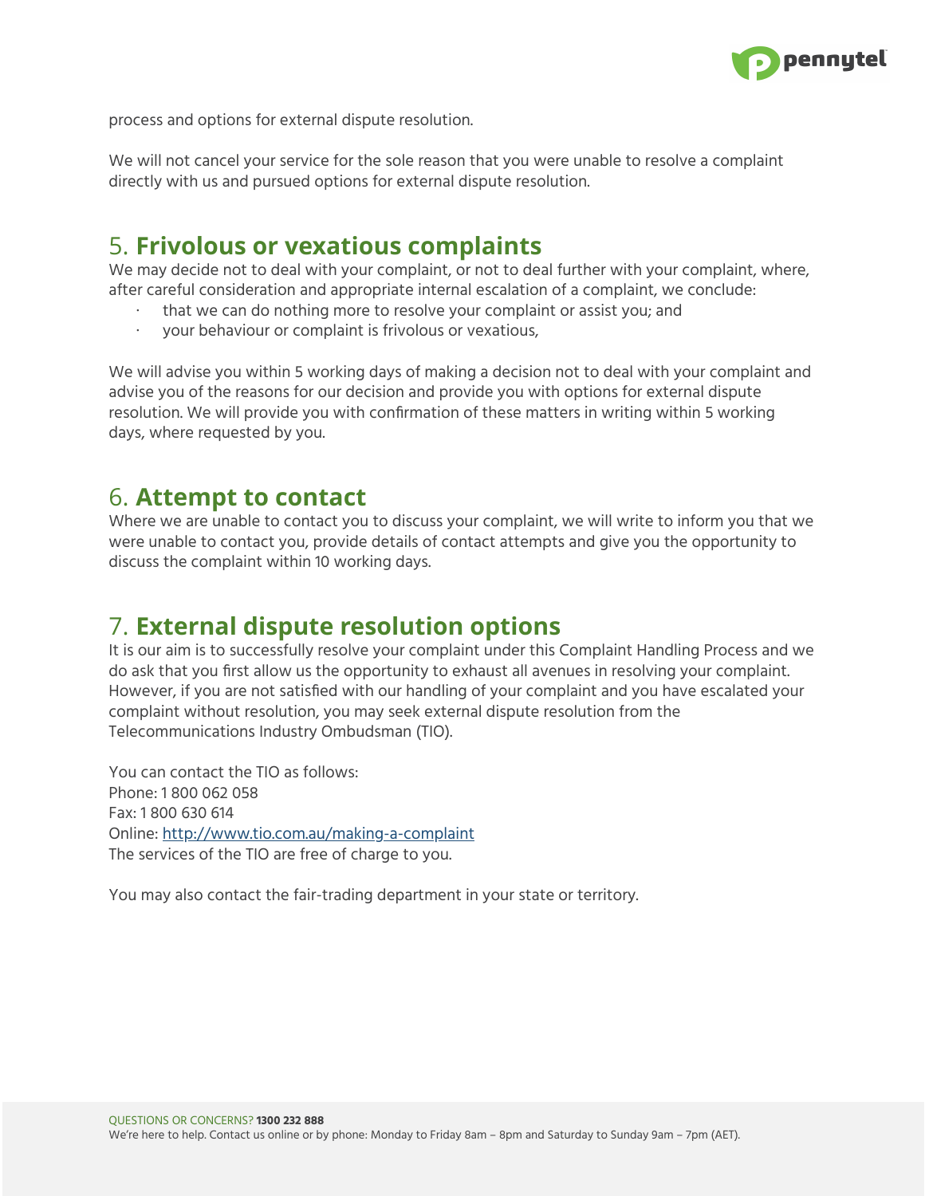process and options for external dispute resolution.

We will not cancel your service for the sole reason that you were unable to resolve a complaint directly with us and pursued options for external dispute resolution.

## 5. **Frivolous or vexatious complaints**

We may decide not to deal with your complaint, or not to deal further with your complaint, where, after careful consideration and appropriate internal escalation of a complaint, we conclude:

- that we can do nothing more to resolve your complaint or assist you; and
- your behaviour or complaint is frivolous or vexatious,

We will advise you within 5 working days of making a decision not to deal with your complaint and advise you of the reasons for our decision and provide you with options for external dispute resolution. We will provide you with confirmation of these matters in writing within 5 working days, where requested by you.

## 6. **Attempt to contact**

Where we are unable to contact you to discuss your complaint, we will write to inform you that we were unable to contact you, provide details of contact attempts and give you the opportunity to discuss the complaint within 10 working days.

## 7. **External dispute resolution options**

It is our aim is to successfully resolve your complaint under this Complaint Handling Process and we do ask that you first allow us the opportunity to exhaust all avenues in resolving your complaint. However, if you are not satisfied with our handling of your complaint and you have escalated your complaint without resolution, you may seek external dispute resolution from the Telecommunications Industry Ombudsman (TIO).

You can contact the TIO as follows:
Phone: 1 800 062 058
Fax: 1 800 630 614
Online: [http://www.tio.com.au/making-a-complaint](http://www.tio.com.au/making-a-complaint)
The services of the TIO are free of charge to you.

You may also contact the fair-trading department in your state or territory.